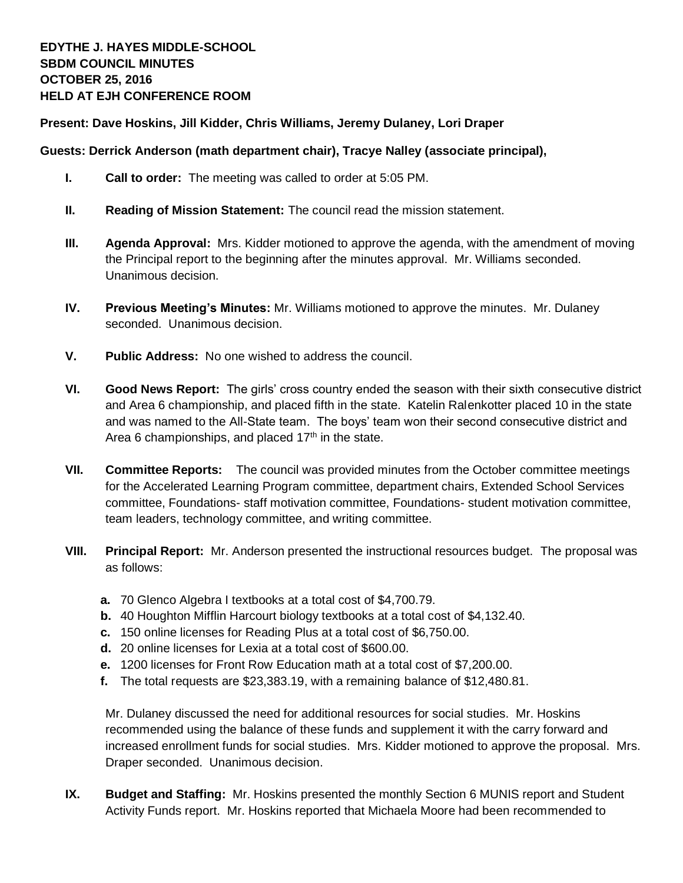**EDYTHE J. HAYES MIDDLE-SCHOOL**
**SBDM COUNCIL MINUTES**
**OCTOBER 25, 2016**
**HELD AT EJH CONFERENCE ROOM**

**Present: Dave Hoskins, Jill Kidder, Chris Williams, Jeremy Dulaney, Lori Draper**

**Guests: Derrick Anderson (math department chair), Tracye Nalley (associate principal),**

**I. Call to order:** The meeting was called to order at 5:05 PM.

**II. Reading of Mission Statement:** The council read the mission statement.

**III. Agenda Approval:** Mrs. Kidder motioned to approve the agenda, with the amendment of moving the Principal report to the beginning after the minutes approval. Mr. Williams seconded. Unanimous decision.

**IV. Previous Meeting's Minutes:** Mr. Williams motioned to approve the minutes. Mr. Dulaney seconded. Unanimous decision.

**V. Public Address:** No one wished to address the council.

**VI. Good News Report:** The girls' cross country ended the season with their sixth consecutive district and Area 6 championship, and placed fifth in the state. Katelin Ralenkotter placed 10 in the state and was named to the All-State team. The boys' team won their second consecutive district and Area 6 championships, and placed 17th in the state.

**VII. Committee Reports:** The council was provided minutes from the October committee meetings for the Accelerated Learning Program committee, department chairs, Extended School Services committee, Foundations- staff motivation committee, Foundations- student motivation committee, team leaders, technology committee, and writing committee.

**VIII. Principal Report:** Mr. Anderson presented the instructional resources budget. The proposal was as follows:

- **a.** 70 Glenco Algebra I textbooks at a total cost of $4,700.79.
- **b.** 40 Houghton Mifflin Harcourt biology textbooks at a total cost of $4,132.40.
- **c.** 150 online licenses for Reading Plus at a total cost of $6,750.00.
- **d.** 20 online licenses for Lexia at a total cost of $600.00.
- **e.** 1200 licenses for Front Row Education math at a total cost of $7,200.00.
- **f.** The total requests are $23,383.19, with a remaining balance of $12,480.81.

Mr. Dulaney discussed the need for additional resources for social studies. Mr. Hoskins recommended using the balance of these funds and supplement it with the carry forward and increased enrollment funds for social studies. Mrs. Kidder motioned to approve the proposal. Mrs. Draper seconded. Unanimous decision.

**IX. Budget and Staffing:** Mr. Hoskins presented the monthly Section 6 MUNIS report and Student Activity Funds report. Mr. Hoskins reported that Michaela Moore had been recommended to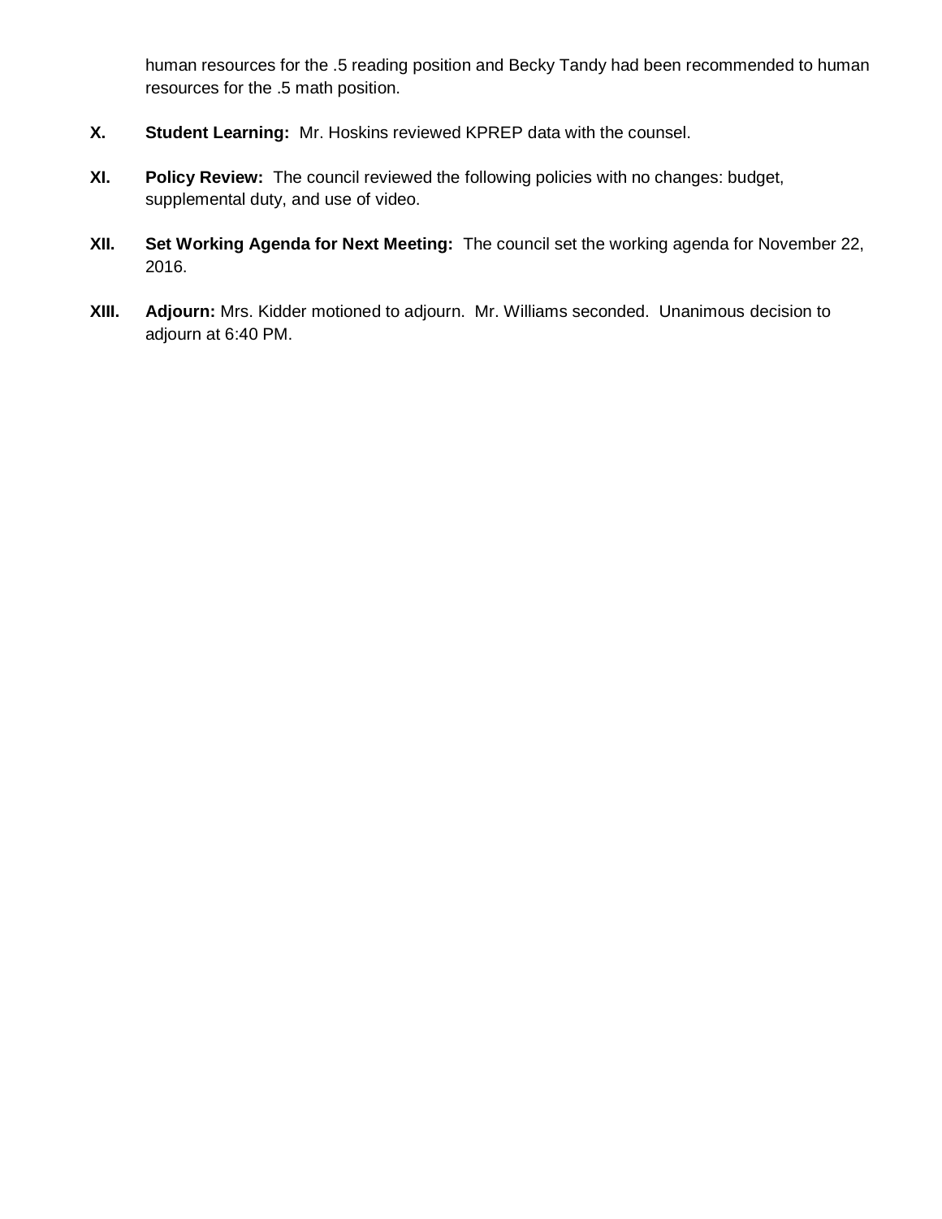human resources for the .5 reading position and Becky Tandy had been recommended to human resources for the .5 math position.

**X.** **Student Learning:** Mr. Hoskins reviewed KPREP data with the counsel.

**XI.** **Policy Review:** The council reviewed the following policies with no changes: budget, supplemental duty, and use of video.

**XII.** **Set Working Agenda for Next Meeting:** The council set the working agenda for November 22, 2016.

**XIII.** **Adjourn:** Mrs. Kidder motioned to adjourn. Mr. Williams seconded. Unanimous decision to adjourn at 6:40 PM.